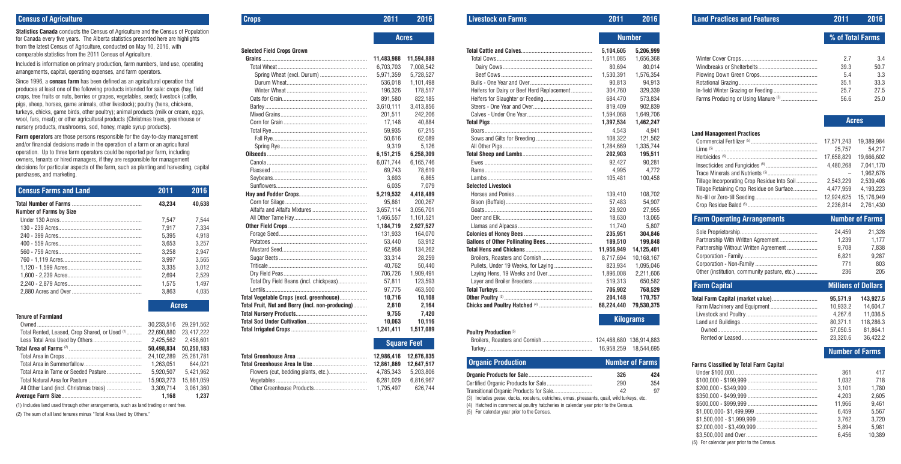## Census of Agriculture

**Statistics Canada** conducts the Census of Agriculture and the Census of Population for Canada every five years. The Alberta statistics presented here are highlights from the latest Census of Agriculture, conducted on May 10, 2016, with comparable statistics from the 2011 Census of Agriculture.

Included is information on primary production, farm numbers, land use, operating arrangements, capital, operating expenses, and farm operators.

Since 1996, a **census farm** has been defined as an agricultural operation that produces at least one of the following products intended for sale: crops (hay, field crops, tree fruits or nuts, berries or grapes, vegetables, seed); livestock (cattle, pigs, sheep, horses, game animals, other livestock); poultry (hens, chickens, turkeys, chicks, game birds, other poultry); animal products (milk or cream, eggs, wool, furs, meat); or other agricultural products (Christmas trees, greenhouse or nursery products, mushrooms, sod, honey, maple syrup products).

**Farm operators** are those persons responsible for the day-to-day management and/or financial decisions made in the operation of a farm or an agricultural operation. Up to three farm operators could be reported per farm, including owners, tenants or hired managers, if they are responsible for management decisions for particular aspects of the farm, such as planting and harvesting, capital purchases, and marketing.

| Census Farms and Land | 2011 | 2016 |
|---|---|---|
| **Total Number of Farms** | **43,234** | **40,638** |
| **Number of Farms by Size** | | |
| Under 130 Acres | 7,547 | 7,544 |
| 130 - 239 Acres | 7,917 | 7,334 |
| 240 - 399 Acres | 5,395 | 4,918 |
| 400 - 559 Acres | 3,653 | 3,257 |
| 560 - 759 Acres | 3,258 | 2,947 |
| 760 - 1,119 Acres | 3,997 | 3,565 |
| 1,120 - 1,599 Acres | 3,335 | 3,012 |
| 1,600 - 2,239 Acres | 2,694 | 2,529 |
| 2,240 - 2,879 Acres | 1,575 | 1,497 |
| 2,880 Acres and Over | 3,863 | 4,035 |
| | **Acres** | |
| **Tenure of Farmland** | | |
| Owned | 30,233,516 | 29,291,562 |
| Total Rented, Leased, Crop Shared, or Used [1] | 22,690,880 | 23,417,222 |
| Less Total Area Used by Others | 2,425,562 | 2,458,601 |
| **Total Area of Farms** [2] | **50,498,834** | **50,250,183** |
| Total Area in Crops | 24,102,289 | 25,261,781 |
| Total Area in Summerfallow | 1,263,051 | 644,021 |
| Total Area in Tame or Seeded Pasture | 5,920,507 | 5,421,962 |
| Total Natural Area for Pasture | 15,903,273 | 15,861,059 |
| All Other Land (incl. Christmas trees) | 3,309,714 | 3,061,360 |
| **Average Farm Size** | **1,168** | **1,237** |

(1) Includes land used through other arrangements, such as land trading or rent free.

(2) The sum of all land tenures minus "Total Area Used by Others."

| Crops | 2011 | 2016 |
|---|---|---|
| | **Acres** | |
| **Selected Field Crops Grown** | | |
| **Grains** | **11,483,988** | **11,594,888** |
| Total Wheat | 6,703,703 | 7,008,542 |
| Spring Wheat (excl. Durum) | 5,971,359 | 5,728,527 |
| Durum Wheat | 536,018 | 1,101,498 |
| Winter Wheat | 196,326 | 178,517 |
| Oats for Grain | 891,580 | 822,185 |
| Barley | 3,610,111 | 3,413,856 |
| Mixed Grains | 201,511 | 242,206 |
| Corn for Grain | 17,148 | 40,884 |
| Total Rye | 59,935 | 67,215 |
| Fall Rye | 50,616 | 62,089 |
| Spring Rye | 9,319 | 5,126 |
| **Oilseeds** | **6,151,215** | **6,258,309** |
| Canola | 6,071,744 | 6,165,746 |
| Flaxseed | 69,743 | 78,619 |
| Soybeans | 3,693 | 6,865 |
| Sunflowers | 6,035 | 7,079 |
| **Hay and Fodder Crops** | **5,219,532** | **4,418,489** |
| Corn for Silage | 95,861 | 200,267 |
| Alfalfa and Alfalfa Mixtures | 3,657,114 | 3,056,701 |
| All Other Tame Hay | 1,466,557 | 1,161,521 |
| **Other Field Crops** | **1,184,719** | **2,927,527** |
| Forage Seed | 131,933 | 164,070 |
| Potatoes | 53,440 | 53,912 |
| Mustard Seed | 62,958 | 134,262 |
| Sugar Beets | 33,314 | 28,259 |
| Triticale | 40,762 | 50,440 |
| Dry Field Peas | 706,726 | 1,909,491 |
| Total Dry Field Beans (incl. chickpeas) | 57,811 | 123,593 |
| Lentils | 97,775 | 463,500 |
| **Total Vegetable Crops (excl. greenhouse)** | **10,716** | **10,108** |
| **Total Fruit, Nut and Berry (incl. non-producing)** | **2,610** | **2,164** |
| **Total Nursery Products** | **9,755** | **7,420** |
| **Total Sod Under Cultivation** | **10,063** | **10,116** |
| **Total Irrigated Crops** | **1,241,411** | **1,517,089** |
| | **Square Feet** | |
| **Total Greenhouse Area** | **12,986,416** | **12,676,835** |
| **Total Greenhouse Area In Use** | **12,861,869** | **12,647,517** |
| Flowers (cut, bedding plants, etc.) | 4,785,343 | 5,203,806 |
| Vegetables | 6,281,029 | 6,816,967 |
| Other Greenhouse Products | 1,795,497 | 626,744 |

| Livestock on Farms | 2011 | 2016 |
|---|---|---|
| | **Number** | |
| **Total Cattle and Calves** | **5,104,605** | **5,206,999** |
| Total Cows | 1,611,085 | 1,656,368 |
| Dairy Cows | 80,694 | 80,014 |
| Beef Cows | 1,530,391 | 1,576,354 |
| Bulls - One Year and Over | 90,813 | 94,913 |
| Heifers for Dairy or Beef Herd Replacement | 304,760 | 329,339 |
| Heifers for Slaughter or Feeding | 684,470 | 573,834 |
| Steers - One Year and Over | 819,409 | 902,839 |
| Calves - Under One Year | 1,594,068 | 1,649,706 |
| **Total Pigs** | **1,397,534** | **1,462,247** |
| Boars | 4,543 | 4,941 |
| Sows and Gilts for Breeding | 108,322 | 121,562 |
| All Other Pigs | 1,284,669 | 1,335,744 |
| **Total Sheep and Lambs** | **202,903** | **195,511** |
| Ewes | 92,427 | 90,281 |
| Rams | 4,995 | 4,772 |
| Lambs | 105,481 | 100,458 |
| **Selected Livestock** | | |
| Horses and Ponies | 139,410 | 108,702 |
| Bison (Buffalo) | 57,483 | 54,907 |
| Goats | 28,920 | 27,955 |
| Deer and Elk | 18,630 | 13,065 |
| Llamas and Alpacas | 11,740 | 5,807 |
| **Colonies of Honey Bees** | **235,951** | **304,846** |
| **Gallons of Other Pollinating Bees** | **189,510** | **199,848** |
| **Total Hens and Chickens** | **11,956,949** | **14,125,401** |
| Broilers, Roasters and Cornish | 8,717,694 | 10,168,167 |
| Pullets, Under 19 Weeks, for Laying | 823,934 | 1,095,046 |
| Laying Hens, 19 Weeks and Over | 1,896,008 | 2,211,606 |
| Layer and Broiler Breeders | 519,313 | 650,582 |
| **Total Turkeys** | **706,902** | **768,529** |
| **Other Poultry** [3] | **204,148** | **170,757** |
| **Chicks and Poultry Hatched** [4] | **68,224,440** | **79,530,375** |
| | **Kilograms** | |
| **Poultry Production** [5] | | |
| Broilers, Roasters and Cornish | 124,468,680 | 136,914,883 |
| Turkey | 16,958,259 | 18,544,695 |

| Organic Production | Number of Farms | |
|---|---|---|
| **Organic Products for Sale** | **326** | **424** |
| Certified Organic Products for Sale | 290 | 354 |
| Transitional Organic Products for Sale | 42 | 97 |

(3) Includes geese, ducks, roosters, ostriches, emus, pheasants, quail, wild turkeys, etc.

(4) Hatched in commercial poultry hatcheries in calendar year prior to the Census.

(5) For calendar year prior to the Census.

| Land Practices and Features | 2011 | 2016 |
|---|---|---|
| | **% of Total Farms** | |
| Winter Cover Crops | 2.7 | 3.4 |
| Windbreaks or Shelterbelts | 39.3 | 50.7 |
| Plowing Down Green Crops | 5.4 | 3.3 |
| Rotational Grazing | 35.1 | 33.3 |
| In-field Winter Grazing or Feeding | 25.7 | 27.5 |
| Farms Producing or Using Manure [5] | 56.6 | 25.0 |
| | **Acres** | |
| **Land Management Practices** | | |
| Commercial Fertilizer [5] | 17,571,243 | 19,389,984 |
| Lime [5] | 25,757 | 54,217 |
| Herbicides [5] | 17,658,829 | 19,666,602 |
| Insecticides and Fungicides [5] | 4,480,268 | 7,041,170 |
| Trace Minerals and Nutrients [5] | – | 1,962,676 |
| Tillage Incorporating Crop Residue Into Soil | 2,543,229 | 2,539,408 |
| Tillage Retaining Crop Residue on Surface | 4,477,959 | 4,193,223 |
| No-till or Zero-till Seeding | 12,924,625 | 15,176,949 |
| Crop Residue Baled [5] | 2,236,814 | 2,761,430 |

| Farm Operating Arrangements | Number of Farms | |
|---|---|---|
| Sole Proprietorship | 24,459 | 21,328 |
| Partnership With Written Agreement | 1,239 | 1,177 |
| Partnership Without Written Agreement | 9,708 | 7,838 |
| Corporation - Family | 6,821 | 9,287 |
| Corporation - Non-Family | 771 | 803 |
| Other (institution, community pasture, etc.) | 236 | 205 |

| Farm Capital | Millions of Dollars | |
|---|---|---|
| **Total Farm Capital (market value)** | **95,571.9** | **143,927.5** |
| Farm Machinery and Equipment | 10,933.2 | 14,604.7 |
| Livestock and Poultry | 4,267.6 | 11,036.5 |
| Land and Buildings | 80,371.1 | 118,286.3 |
| Owned | 57,050.5 | 81,864.1 |
| Rented or Leased | 23,320.6 | 36,422.2 |
| | **Number of Farms** | |
| **Farms Classified by Total Farm Capital** | | |
| Under $100,000 | 361 | 417 |
| $100,000 - $199,999 | 1,032 | 718 |
| $200,000 - $349,999 | 3,101 | 1,780 |
| $350,000 - $499,999 | 4,203 | 2,605 |
| $500,000 - $999,999 | 11,966 | 9,461 |
| $1,000,000- $1,499,999 | 6,459 | 5,567 |
| $1,500,000 - $1,999,999 | 3,762 | 3,720 |
| $2,000,000 - $3,499,999 | 5,894 | 5,981 |
| $3,500,000 and Over | 6,456 | 10,389 |

(5) For calendar year prior to the Census.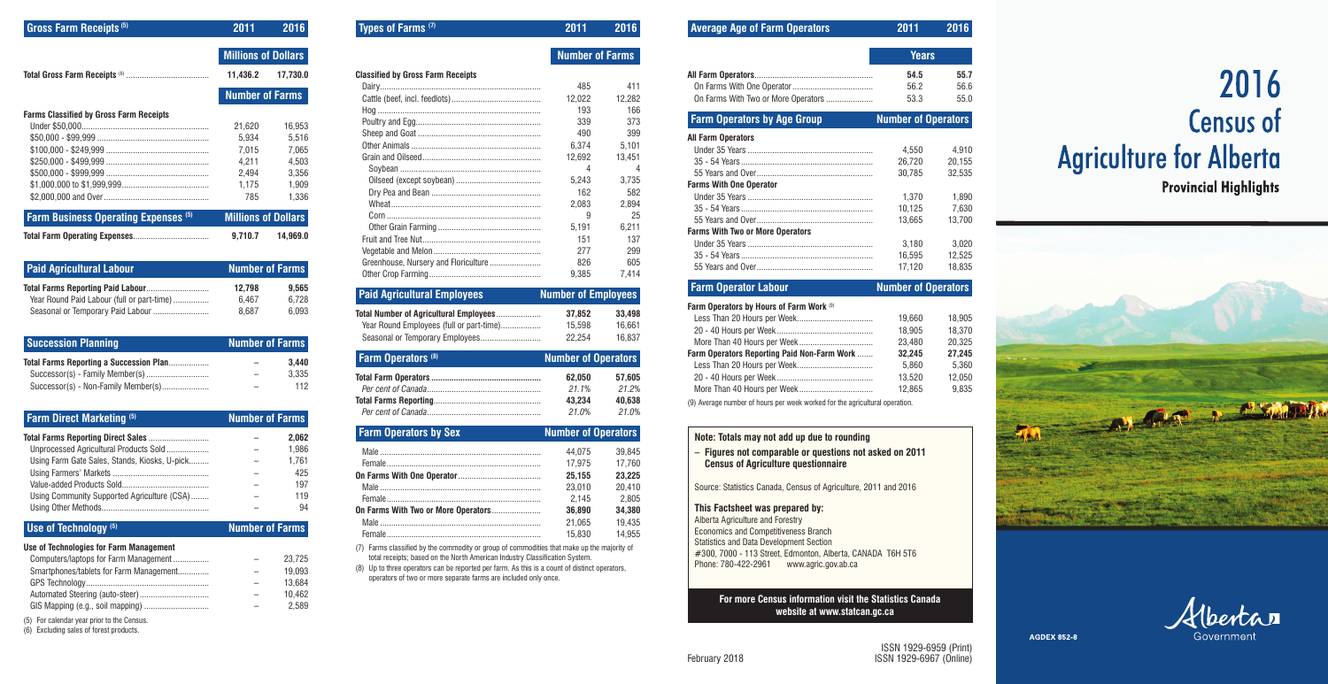# 2016 Census of Agriculture for Alberta

## Provincial Highlights

| Gross Farm Receipts (5) | 2011 | 2016 |
|---|---|---|
| | Millions of Dollars | |
| Total Gross Farm Receipts (6) | 11,436.2 | 17,730.0 |
| | Number of Farms | |
| **Farms Classified by Gross Farm Receipts** | | |
| Under $50,000 | 21,620 | 16,953 |
| $50,000 - $99,999 | 5,934 | 5,516 |
| $100,000 - $249,999 | 7,015 | 7,065 |
| $250,000 - $499,999 | 4,211 | 4,503 |
| $500,000 - $999,999 | 2,494 | 3,356 |
| $1,000,000 to $1,999,999 | 1,175 | 1,909 |
| $2,000,000 and Over | 785 | 1,336 |

| Farm Business Operating Expenses (5) | Millions of Dollars | |
|---|---|---|
| Total Farm Operating Expenses | 9,710.7 | 14,969.0 |

| Paid Agricultural Labour | Number of Farms | |
|---|---|---|
| Total Farms Reporting Paid Labour | 12,798 | 9,565 |
| Year Round Paid Labour (full or part-time) | 6,467 | 6,728 |
| Seasonal or Temporary Paid Labour | 8,687 | 6,093 |

| Succession Planning | Number of Farms | |
|---|---|---|
| Total Farms Reporting a Succession Plan | – | 3,440 |
| Successor(s) - Family Member(s) | – | 3,335 |
| Successor(s) - Non-Family Member(s) | – | 112 |

| Farm Direct Marketing (5) | Number of Farms | |
|---|---|---|
| Total Farms Reporting Direct Sales | – | 2,062 |
| Unprocessed Agricultural Products Sold | – | 1,986 |
| Using Farm Gate Sales, Stands, Kiosks, U-pick | – | 1,761 |
| Using Farmers' Markets | – | 425 |
| Value-added Products Sold | – | 197 |
| Using Community Supported Agriculture (CSA) | – | 119 |
| Using Other Methods | – | 94 |

| Use of Technology (5) | Number of Farms | |
|---|---|---|
| **Use of Technologies for Farm Management** | | |
| Computers/laptops for Farm Management | – | 23,725 |
| Smartphones/tablets for Farm Management | – | 19,093 |
| GPS Technology | – | 13,684 |
| Automated Steering (auto-steer) | – | 10,462 |
| GIS Mapping (e.g., soil mapping) | – | 2,589 |

(5) For calendar year prior to the Census.
(6) Excluding sales of forest products.

| Types of Farms (7) | 2011 | 2016 |
|---|---|---|
| | Number of Farms | |
| **Classified by Gross Farm Receipts** | | |
| Dairy | 485 | 411 |
| Cattle (beef, incl. feedlots) | 12,022 | 12,282 |
| Hog | 193 | 166 |
| Poultry and Egg | 339 | 373 |
| Sheep and Goat | 490 | 399 |
| Other Animals | 6,374 | 5,101 |
| Grain and Oilseed | 12,692 | 13,451 |
| Soybean | 4 | 4 |
| Oilseed (except soybean) | 5,243 | 3,735 |
| Dry Pea and Bean | 162 | 582 |
| Wheat | 2,083 | 2,894 |
| Corn | 9 | 25 |
| Other Grain Farming | 5,191 | 6,211 |
| Fruit and Tree Nut | 151 | 137 |
| Vegetable and Melon | 277 | 299 |
| Greenhouse, Nursery and Floriculture | 826 | 605 |
| Other Crop Farming | 9,385 | 7,414 |

| Paid Agricultural Employees | Number of Employees | |
|---|---|---|
| Total Number of Agricultural Employees | 37,852 | 33,498 |
| Year Round Employees (full or part-time) | 15,598 | 16,661 |
| Seasonal or Temporary Employees | 22,254 | 16,837 |

| Farm Operators (8) | Number of Operators | |
|---|---|---|
| Total Farm Operators | 62,050 | 57,605 |
| *Per cent of Canada* | *21.1%* | *21.2%* |
| Total Farms Reporting | 43,234 | 40,638 |
| *Per cent of Canada* | *21.0%* | *21.0%* |

| Farm Operators by Sex | Number of Operators | |
|---|---|---|
| Male | 44,075 | 39,845 |
| Female | 17,975 | 17,760 |
| **On Farms With One Operator** | 25,155 | 23,225 |
| Male | 23,010 | 20,410 |
| Female | 2,145 | 2,805 |
| **On Farms With Two or More Operators** | 36,890 | 34,380 |
| Male | 21,065 | 19,435 |
| Female | 15,830 | 14,955 |

(7) Farms classified by the commodity or group of commodities that make up the majority of total receipts; based on the North American Industry Classification System.
(8) Up to three operators can be reported per farm. As this is a count of distinct operators, operators of two or more separate farms are included only once.

| Average Age of Farm Operators | 2011 | 2016 |
|---|---|---|
| | Years | |
| All Farm Operators | 54.5 | 55.7 |
| On Farms With One Operator | 56.2 | 56.6 |
| On Farms With Two or More Operators | 53.3 | 55.0 |

| Farm Operators by Age Group | Number of Operators | |
|---|---|---|
| **All Farm Operators** | | |
| Under 35 Years | 4,550 | 4,910 |
| 35 - 54 Years | 26,720 | 20,155 |
| 55 Years and Over | 30,785 | 32,535 |
| **Farms With One Operator** | | |
| Under 35 Years | 1,370 | 1,890 |
| 35 - 54 Years | 10,125 | 7,630 |
| 55 Years and Over | 13,665 | 13,700 |
| **Farms With Two or More Operators** | | |
| Under 35 Years | 3,180 | 3,020 |
| 35 - 54 Years | 16,595 | 12,525 |
| 55 Years and Over | 17,120 | 18,835 |

| Farm Operator Labour | Number of Operators | |
|---|---|---|
| **Farm Operators by Hours of Farm Work (9)** | | |
| Less Than 20 Hours per Week | 19,660 | 18,905 |
| 20 - 40 Hours per Week | 18,905 | 18,370 |
| More Than 40 Hours per Week | 23,480 | 20,325 |
| **Farm Operators Reporting Paid Non-Farm Work** | 32,245 | 27,245 |
| Less Than 20 Hours per Week | 5,860 | 5,360 |
| 20 - 40 Hours per Week | 13,520 | 12,050 |
| More Than 40 Hours per Week | 12,865 | 9,835 |

(9) Average number of hours per week worked for the agricultural operation.

**Note: Totals may not add up due to rounding**

**– Figures not comparable or questions not asked on 2011 Census of Agriculture questionnaire**

Source: Statistics Canada, Census of Agriculture, 2011 and 2016

**This Factsheet was prepared by:**
Alberta Agriculture and Forestry
Economics and Competitiveness Branch
Statistics and Data Development Section
#300, 7000 - 113 Street, Edmonton, Alberta, CANADA T6H 5T6
Phone: 780-422-2961 www.agric.gov.ab.ca

**For more Census information visit the Statistics Canada website at www.statcan.gc.ca**

February 2018

ISSN 1929-6959 (Print)
ISSN 1929-6967 (Online)

AGDEX 852-8

Alberta Government